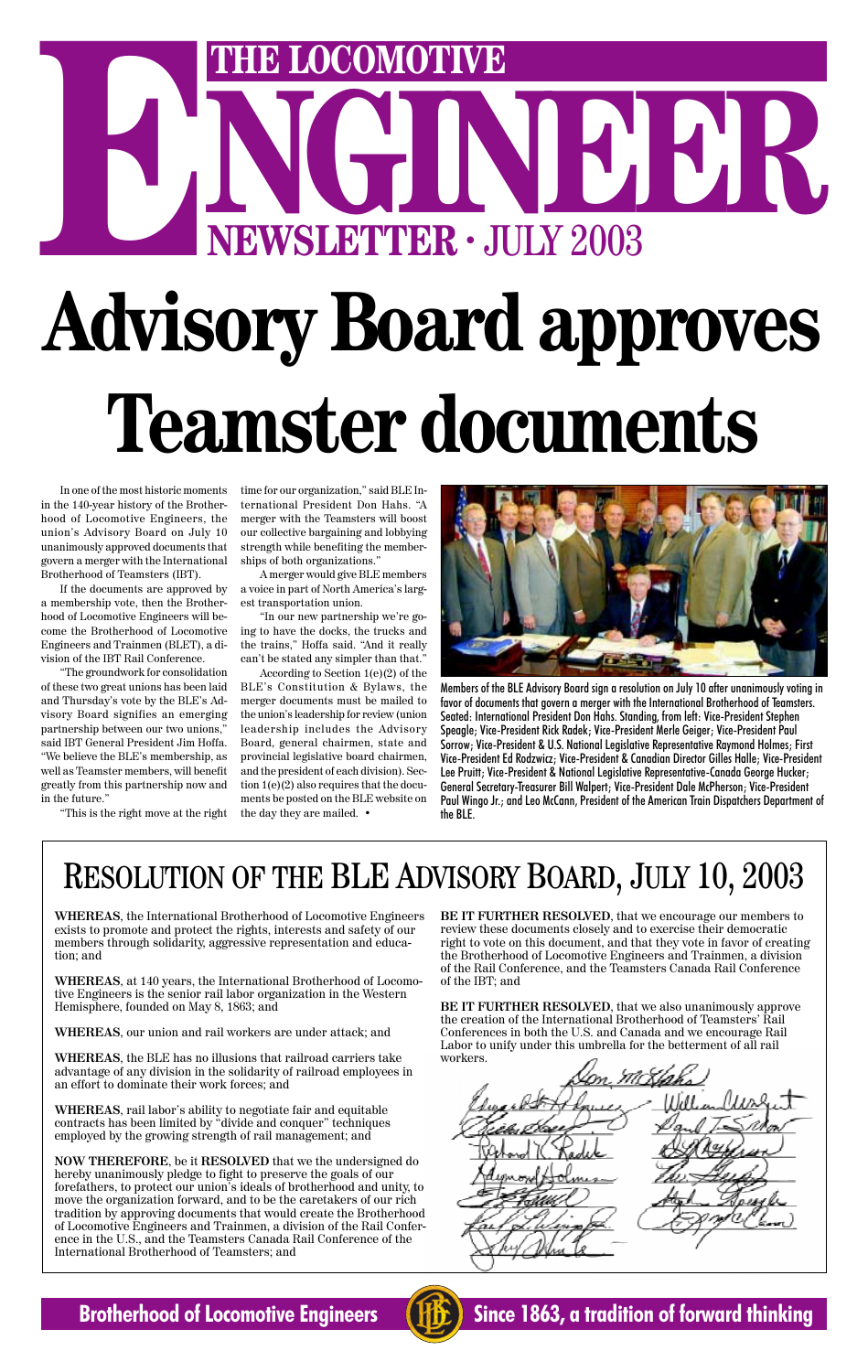# THE LOCOMOTIVE ENGINEER

## NEWSLETTER · JULY 2003

# Advisory Board approves Teamster documents

In one of the most historic moments in the 140-year history of the Brotherhood of Locomotive Engineers, the union's Advisory Board on July 10 unanimously approved documents that govern a merger with the International Brotherhood of Teamsters (IBT).

If the documents are approved by a membership vote, then the Brotherhood of Locomotive Engineers will become the Brotherhood of Locomotive Engineers and Trainmen (BLET), a division of the IBT Rail Conference.

"The groundwork for consolidation of these two great unions has been laid and Thursday's vote by the BLE's Advisory Board signifies an emerging partnership between our two unions," said IBT General President Jim Hoffa. "We believe the BLE's membership, as well as Teamster members, will benefit greatly from this partnership now and in the future."

"This is the right move at the right time for our organization," said BLE International President Don Hahs. "A merger with the Teamsters will boost our collective bargaining and lobbying strength while benefiting the memberships of both organizations."

A merger would give BLE members a voice in part of North America's largest transportation union.

"In our new partnership we're going to have the docks, the trucks and the trains," Hoffa said. "And it really can't be stated any simpler than that."

According to Section 1(e)(2) of the BLE's Constitution & Bylaws, the merger documents must be mailed to the union's leadership for review (union leadership includes the Advisory Board, general chairmen, state and provincial legislative board chairmen, and the president of each division). Section 1(e)(2) also requires that the documents be posted on the BLE website on the day they are mailed. •

Members of the BLE Advisory Board sign a resolution on July 10 after unanimously voting in favor of documents that govern a merger with the International Brotherhood of Teamsters. Seated: International President Don Hahs. Standing, from left: Vice-President Stephen Speagle; Vice-President Rick Radek; Vice-President Merle Geiger; Vice-President Paul Sorrow; Vice-President & U.S. National Legislative Representative Raymond Holmes; First Vice-President Ed Rodzwicz; Vice-President & Canadian Director Gilles Halle; Vice-President Lee Pruitt; Vice-President & National Legislative Representative-Canada George Hucker; General Secretary-Treasurer Bill Walpert; Vice-President Dale McPherson; Vice-President Paul Wingo Jr.; and Leo McCann, President of the American Train Dispatchers Department of the BLE.

## RESOLUTION OF THE BLE ADVISORY BOARD, JULY 10, 2003

**WHEREAS**, the International Brotherhood of Locomotive Engineers exists to promote and protect the rights, interests and safety of our members through solidarity, aggressive representation and education; and

**WHEREAS**, at 140 years, the International Brotherhood of Locomotive Engineers is the senior rail labor organization in the Western Hemisphere, founded on May 8, 1863; and

**WHEREAS**, our union and rail workers are under attack; and

**WHEREAS**, the BLE has no illusions that railroad carriers take advantage of any division in the solidarity of railroad employees in an effort to dominate their work forces; and

**WHEREAS**, rail labor's ability to negotiate fair and equitable contracts has been limited by "divide and conquer" techniques employed by the growing strength of rail management; and

**NOW THEREFORE**, be it **RESOLVED** that we the undersigned do hereby unanimously pledge to fight to preserve the goals of our forefathers, to protect our union's ideals of brotherhood and unity, to move the organization forward, and to be the caretakers of our rich tradition by approving documents that would create the Brotherhood of Locomotive Engineers and Trainmen, a division of the Rail Conference in the U.S., and the Teamsters Canada Rail Conference of the International Brotherhood of Teamsters; and

**BE IT FURTHER RESOLVED**, that we encourage our members to review these documents closely and to exercise their democratic right to vote on this document, and that they vote in favor of creating the Brotherhood of Locomotive Engineers and Trainmen, a division of the Rail Conference, and the Teamsters Canada Rail Conference of the IBT; and

**BE IT FURTHER RESOLVED**, that we also unanimously approve the creation of the International Brotherhood of Teamsters' Rail Conferences in both the U.S. and Canada and we encourage Rail Labor to unify under this umbrella for the betterment of all rail workers.

**Brotherhood of Locomotive Engineers** — **Since 1863, a tradition of forward thinking**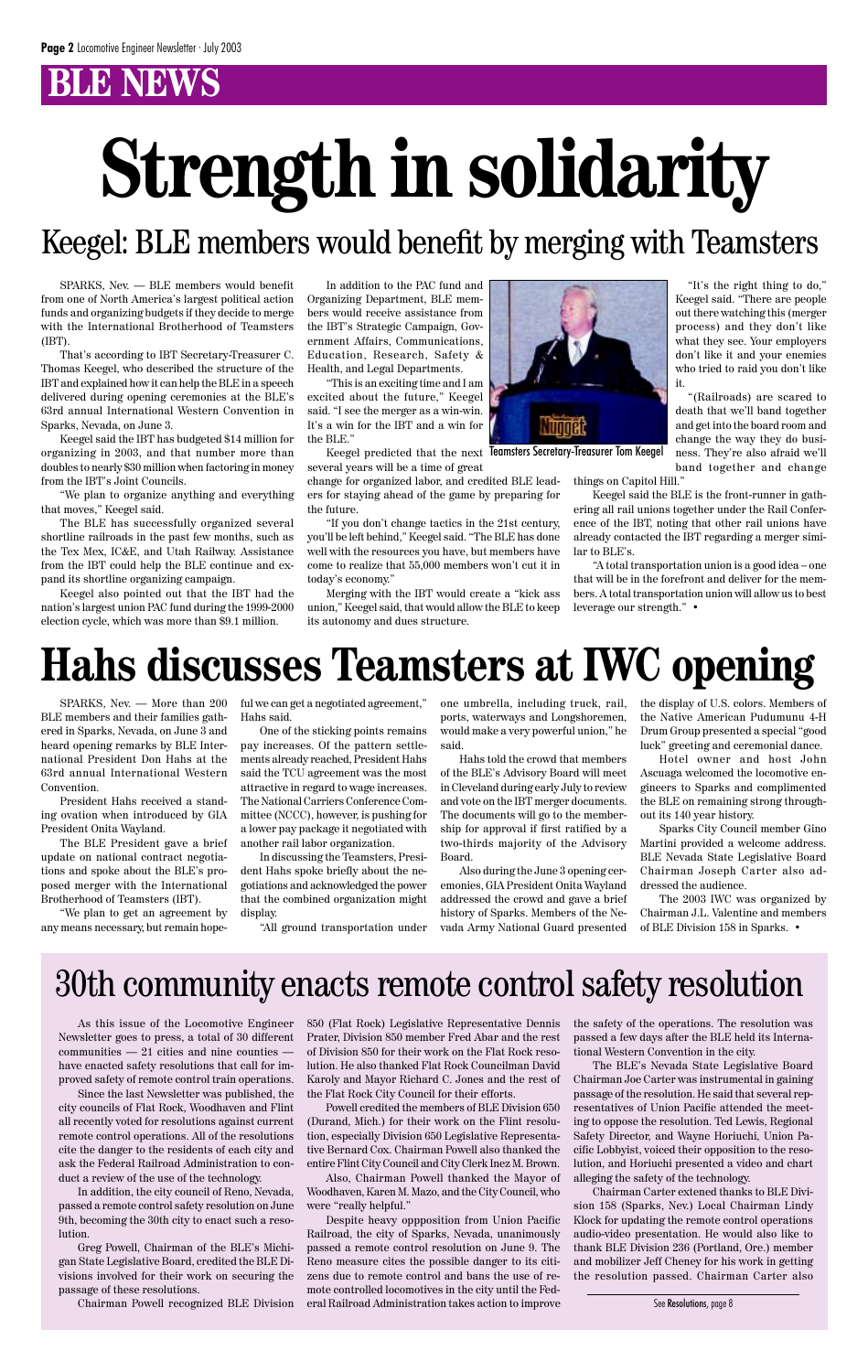## BLE NEWS

# Strength in solidarity

## Keegel: BLE members would benefit by merging with Teamsters

SPARKS, Nev. — BLE members would benefit from one of North America's largest political action funds and organizing budgets if they decide to merge with the International Brotherhood of Teamsters (IBT).

That's according to IBT Secretary-Treasurer C. Thomas Keegel, who described the structure of the IBT and explained how it can help the BLE in a speech delivered during opening ceremonies at the BLE's 63rd annual International Western Convention in Sparks, Nevada, on June 3.

Keegel said the IBT has budgeted $14 million for organizing in 2003, and that number more than doubles to nearly $30 million when factoring in money from the IBT's Joint Councils.

"We plan to organize anything and everything that moves," Keegel said.

The BLE has successfully organized several shortline railroads in the past few months, such as the Tex Mex, IC&E, and Utah Railway. Assistance from the IBT could help the BLE continue and expand its shortline organizing campaign.

Keegel also pointed out that the IBT had the nation's largest union PAC fund during the 1999-2000 election cycle, which was more than $9.1 million.

In addition to the PAC fund and Organizing Department, BLE members would receive assistance from the IBT's Strategic Campaign, Government Affairs, Communications, Education, Research, Safety & Health, and Legal Departments.

"This is an exciting time and I am excited about the future," Keegel said. "I see the merger as a win-win. It's a win for the IBT and a win for the BLE."

Keegel predicted that the next several years will be a time of great change for organized labor, and credited BLE leaders for staying ahead of the game by preparing for the future.

"If you don't change tactics in the 21st century, you'll be left behind," Keegel said. "The BLE has done well with the resources you have, but members have come to realize that 55,000 members won't cut it in today's economy."

Merging with the IBT would create a "kick ass union," Keegel said, that would allow the BLE to keep its autonomy and dues structure.

Teamsters Secretary-Treasurer Tom Keegel

"It's the right thing to do," Keegel said. "There are people out there watching this (merger process) and they don't like what they see. Your employers don't like it and your enemies who tried to raid you don't like it.

"(Railroads) are scared to death that we'll band together and get into the board room and change the way they do business. They're also afraid we'll band together and change things on Capitol Hill."

Keegel said the BLE is the front-runner in gathering all rail unions together under the Rail Conference of the IBT, noting that other rail unions have already contacted the IBT regarding a merger similar to BLE's.

"A total transportation union is a good idea – one that will be in the forefront and deliver for the members. A total transportation union will allow us to best leverage our strength." •

# Hahs discusses Teamsters at IWC opening

SPARKS, Nev. — More than 200 BLE members and their families gathered in Sparks, Nevada, on June 3 and heard opening remarks by BLE International President Don Hahs at the 63rd annual International Western Convention.

President Hahs received a standing ovation when introduced by GIA President Onita Wayland.

The BLE President gave a brief update on national contract negotiations and spoke about the BLE's proposed merger with the International Brotherhood of Teamsters (IBT).

"We plan to get an agreement by any means necessary, but remain hopeful we can get a negotiated agreement," Hahs said.

One of the sticking points remains pay increases. Of the pattern settlements already reached, President Hahs said the TCU agreement was the most attractive in regard to wage increases. The National Carriers Conference Committee (NCCC), however, is pushing for a lower pay package it negotiated with another rail labor organization.

In discussing the Teamsters, President Hahs spoke briefly about the negotiations and acknowledged the power that the combined organization might display.

"All ground transportation under one umbrella, including truck, rail, ports, waterways and Longshoremen, would make a very powerful union," he said.

Hahs told the crowd that members of the BLE's Advisory Board will meet in Cleveland during early July to review and vote on the IBT merger documents. The documents will go to the membership for approval if first ratified by a two-thirds majority of the Advisory Board.

Also during the June 3 opening ceremonies, GIA President Onita Wayland addressed the crowd and gave a brief history of Sparks. Members of the Nevada Army National Guard presented the display of U.S. colors. Members of the Native American Pudumunu 4-H Drum Group presented a special "good luck" greeting and ceremonial dance.

Hotel owner and host John Ascuaga welcomed the locomotive engineers to Sparks and complimented the BLE on remaining strong throughout its 140 year history.

Sparks City Council member Gino Martini provided a welcome address. BLE Nevada State Legislative Board Chairman Joseph Carter also addressed the audience.

The 2003 IWC was organized by Chairman J.L. Valentine and members of BLE Division 158 in Sparks. •

## 30th community enacts remote control safety resolution

As this issue of the Locomotive Engineer Newsletter goes to press, a total of 30 different communities — 21 cities and nine counties — have enacted safety resolutions that call for improved safety of remote control train operations.

Since the last Newsletter was published, the city councils of Flat Rock, Woodhaven and Flint all recently voted for resolutions against current remote control operations. All of the resolutions cite the danger to the residents of each city and ask the Federal Railroad Administration to conduct a review of the use of the technology.

In addition, the city council of Reno, Nevada, passed a remote control safety resolution on June 9th, becoming the 30th city to enact such a resolution.

Greg Powell, Chairman of the BLE's Michigan State Legislative Board, credited the BLE Divisions involved for their work on securing the passage of these resolutions.

Chairman Powell recognized BLE Division 850 (Flat Rock) Legislative Representative Dennis Prater, Division 850 member Fred Abar and the rest of Division 850 for their work on the Flat Rock resolution. He also thanked Flat Rock Councilman David Karoly and Mayor Richard C. Jones and the rest of the Flat Rock City Council for their efforts.

Powell credited the members of BLE Division 650 (Durand, Mich.) for their work on the Flint resolution, especially Division 650 Legislative Representative Bernard Cox. Chairman Powell also thanked the entire Flint City Council and City Clerk Inez M. Brown.

Also, Chairman Powell thanked the Mayor of Woodhaven, Karen M. Mazo, and the City Council, who were "really helpful."

Despite heavy oppposition from Union Pacific Railroad, the city of Sparks, Nevada, unanimously passed a remote control resolution on June 9. The Reno measure cites the possible danger to its citizens due to remote control and bans the use of remote controlled locomotives in the city until the Federal Railroad Administration takes action to improve the safety of the operations. The resolution was passed a few days after the BLE held its International Western Convention in the city.

The BLE's Nevada State Legislative Board Chairman Joe Carter was instrumental in gaining passage of the resolution. He said that several representatives of Union Pacific attended the meeting to oppose the resolution. Ted Lewis, Regional Safety Director, and Wayne Horiuchi, Union Pacific Lobbyist, voiced their opposition to the resolution, and Horiuchi presented a video and chart alleging the safety of the technology.

Chairman Carter extened thanks to BLE Division 158 (Sparks, Nev.) Local Chairman Lindy Klock for updating the remote control operations audio-video presentation. He would also like to thank BLE Division 236 (Portland, Ore.) member and mobilizer Jeff Cheney for his work in getting the resolution passed. Chairman Carter also

See Resolutions, page 8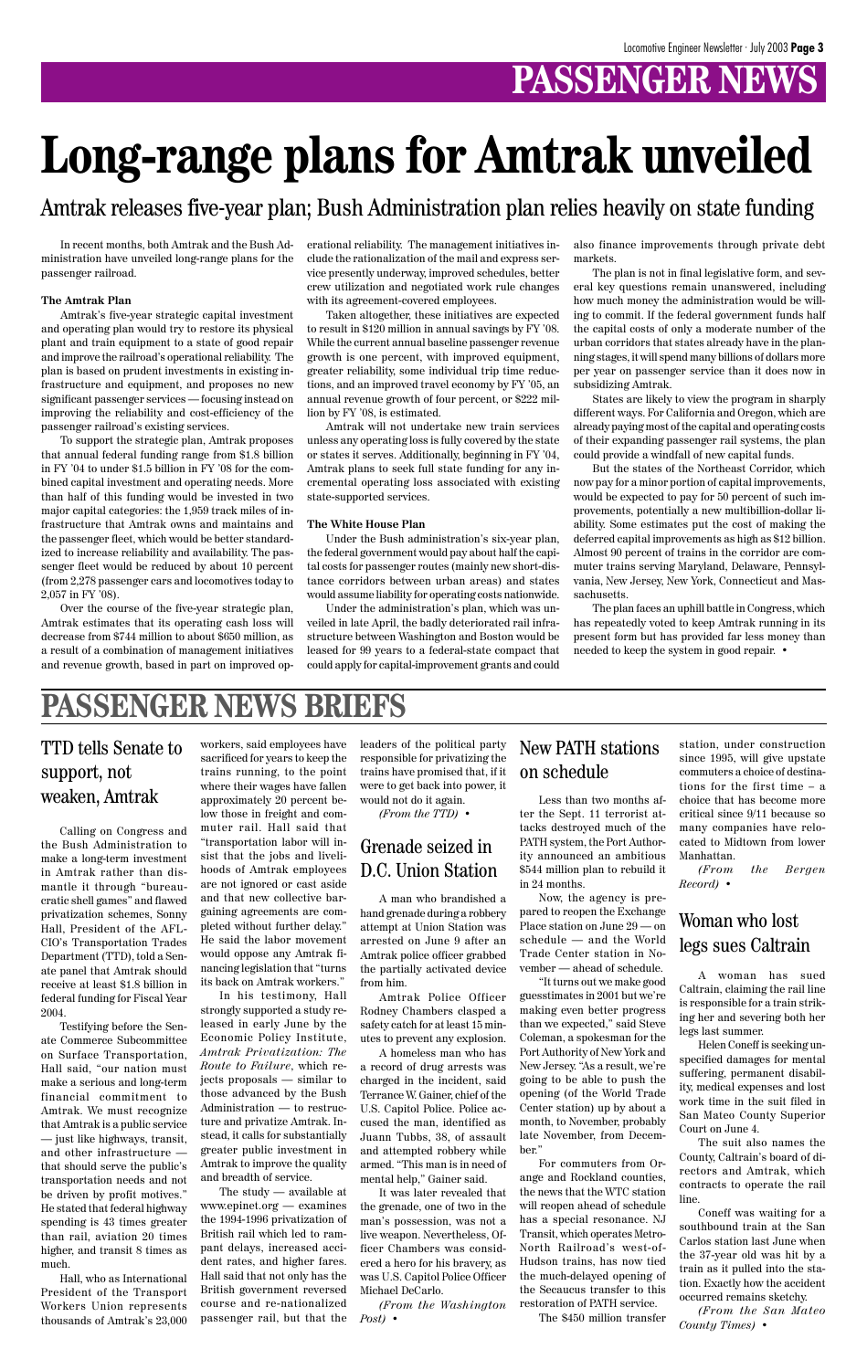# PASSENGER NEWS

# Long-range plans for Amtrak unveiled

## Amtrak releases five-year plan; Bush Administration plan relies heavily on state funding

In recent months, both Amtrak and the Bush Administration have unveiled long-range plans for the passenger railroad.

**The Amtrak Plan**

Amtrak's five-year strategic capital investment and operating plan would try to restore its physical plant and train equipment to a state of good repair and improve the railroad's operational reliability. The plan is based on prudent investments in existing infrastructure and equipment, and proposes no new significant passenger services — focusing instead on improving the reliability and cost-efficiency of the passenger railroad's existing services.

To support the strategic plan, Amtrak proposes that annual federal funding range from $1.8 billion in FY '04 to under $1.5 billion in FY '08 for the combined capital investment and operating needs. More than half of this funding would be invested in two major capital categories: the 1,959 track miles of infrastructure that Amtrak owns and maintains and the passenger fleet, which would be better standardized to increase reliability and availability. The passenger fleet would be reduced by about 10 percent (from 2,278 passenger cars and locomotives today to 2,057 in FY '08).

Over the course of the five-year strategic plan, Amtrak estimates that its operating cash loss will decrease from $744 million to about $650 million, as a result of a combination of management initiatives and revenue growth, based in part on improved operational reliability. The management initiatives include the rationalization of the mail and express service presently underway, improved schedules, better crew utilization and negotiated work rule changes with its agreement-covered employees.

Taken altogether, these initiatives are expected to result in $120 million in annual savings by FY '08. While the current annual baseline passenger revenue growth is one percent, with improved equipment, greater reliability, some individual trip time reductions, and an improved travel economy by FY '05, an annual revenue growth of four percent, or $222 million by FY '08, is estimated.

Amtrak will not undertake new train services unless any operating loss is fully covered by the state or states it serves. Additionally, beginning in FY '04, Amtrak plans to seek full state funding for any incremental operating loss associated with existing state-supported services.

**The White House Plan**

Under the Bush administration's six-year plan, the federal government would pay about half the capital costs for passenger routes (mainly new short-distance corridors between urban areas) and states would assume liability for operating costs nationwide.

Under the administration's plan, which was unveiled in late April, the badly deteriorated rail infrastructure between Washington and Boston would be leased for 99 years to a federal-state compact that could apply for capital-improvement grants and could also finance improvements through private debt markets.

The plan is not in final legislative form, and several key questions remain unanswered, including how much money the administration would be willing to commit. If the federal government funds half the capital costs of only a moderate number of the urban corridors that states already have in the planning stages, it will spend many billions of dollars more per year on passenger service than it does now in subsidizing Amtrak.

States are likely to view the program in sharply different ways. For California and Oregon, which are already paying most of the capital and operating costs of their expanding passenger rail systems, the plan could provide a windfall of new capital funds.

But the states of the Northeast Corridor, which now pay for a minor portion of capital improvements, would be expected to pay for 50 percent of such improvements, potentially a new multibillion-dollar liability. Some estimates put the cost of making the deferred capital improvements as high as $12 billion. Almost 90 percent of trains in the corridor are commuter trains serving Maryland, Delaware, Pennsylvania, New Jersey, New York, Connecticut and Massachusetts.

The plan faces an uphill battle in Congress, which has repeatedly voted to keep Amtrak running in its present form but has provided far less money than needed to keep the system in good repair. •

# PASSENGER NEWS BRIEFS

## TTD tells Senate to support, not weaken, Amtrak

Calling on Congress and the Bush Administration to make a long-term investment in Amtrak rather than dismantle it through "bureaucratic shell games" and flawed privatization schemes, Sonny Hall, President of the AFL-CIO's Transportation Trades Department (TTD), told a Senate panel that Amtrak should receive at least $1.8 billion in federal funding for Fiscal Year 2004.

Testifying before the Senate Commerce Subcommittee on Surface Transportation, Hall said, "our nation must make a serious and long-term financial commitment to Amtrak. We must recognize that Amtrak is a public service — just like highways, transit, and other infrastructure — that should serve the public's transportation needs and not be driven by profit motives." He stated that federal highway spending is 43 times greater than rail, aviation 20 times higher, and transit 8 times as much.

Hall, who as International President of the Transport Workers Union represents thousands of Amtrak's 23,000 workers, said employees have sacrificed for years to keep the trains running, to the point where their wages have fallen approximately 20 percent below those in freight and commuter rail. Hall said that "transportation labor will insist that the jobs and livelihoods of Amtrak employees are not ignored or cast aside and that new collective bargaining agreements are completed without further delay." He said the labor movement would oppose any Amtrak financing legislation that "turns its back on Amtrak workers."

In his testimony, Hall strongly supported a study released in early June by the Economic Policy Institute, *Amtrak Privatization: The Route to Failure*, which rejects proposals — similar to those advanced by the Bush Administration — to restructure and privatize Amtrak. Instead, it calls for substantially greater public investment in Amtrak to improve the quality and breadth of service.

The study — available at www.epinet.org — examines the 1994-1996 privatization of British rail which led to rampant delays, increased accident rates, and higher fares. Hall said that not only has the British government reversed course and re-nationalized passenger rail, but that the leaders of the political party responsible for privatizing the trains have promised that, if it were to get back into power, it would not do it again.

*(From the TTD)* •

## Grenade seized in D.C. Union Station

A man who brandished a hand grenade during a robbery attempt at Union Station was arrested on June 9 after an Amtrak police officer grabbed the partially activated device from him.

Amtrak Police Officer Rodney Chambers clasped a safety catch for at least 15 minutes to prevent any explosion.

A homeless man who has a record of drug arrests was charged in the incident, said Terrance W. Gainer, chief of the U.S. Capitol Police. Police accused the man, identified as Juann Tubbs, 38, of assault and attempted robbery while armed. "This man is in need of mental help," Gainer said.

It was later revealed that the grenade, one of two in the man's possession, was not a live weapon. Nevertheless, Officer Chambers was considered a hero for his bravery, as was U.S. Capitol Police Officer Michael DeCarlo.

*(From the Washington Post)* •

## New PATH stations on schedule

Less than two months after the Sept. 11 terrorist attacks destroyed much of the PATH system, the Port Authority announced an ambitious $544 million plan to rebuild it in 24 months.

Now, the agency is prepared to reopen the Exchange Place station on June 29 — on schedule — and the World Trade Center station in November — ahead of schedule.

"It turns out we make good guesstimates in 2001 but we're making even better progress than we expected," said Steve Coleman, a spokesman for the Port Authority of New York and New Jersey. "As a result, we're going to be able to push the opening (of the World Trade Center station) up by about a month, to November, probably late November, from December."

For commuters from Orange and Rockland counties, the news that the WTC station will reopen ahead of schedule has a special resonance. NJ Transit, which operates Metro-North Railroad's west-of-Hudson trains, has now tied the much-delayed opening of the Secaucus transfer to this restoration of PATH service.

The $450 million transfer station, under construction since 1995, will give upstate commuters a choice of destinations for the first time – a choice that has become more critical since 9/11 because so many companies have relocated to Midtown from lower Manhattan.

*(From the Bergen Record)* •

## Woman who lost legs sues Caltrain

A woman has sued Caltrain, claiming the rail line is responsible for a train striking her and severing both her legs last summer.

Helen Coneff is seeking unspecified damages for mental suffering, permanent disability, medical expenses and lost work time in the suit filed in San Mateo County Superior Court on June 4.

The suit also names the County, Caltrain's board of directors and Amtrak, which contracts to operate the rail line.

Coneff was waiting for a southbound train at the San Carlos station last June when the 37-year old was hit by a train as it pulled into the station. Exactly how the accident occurred remains sketchy.

*(From the San Mateo County Times)* •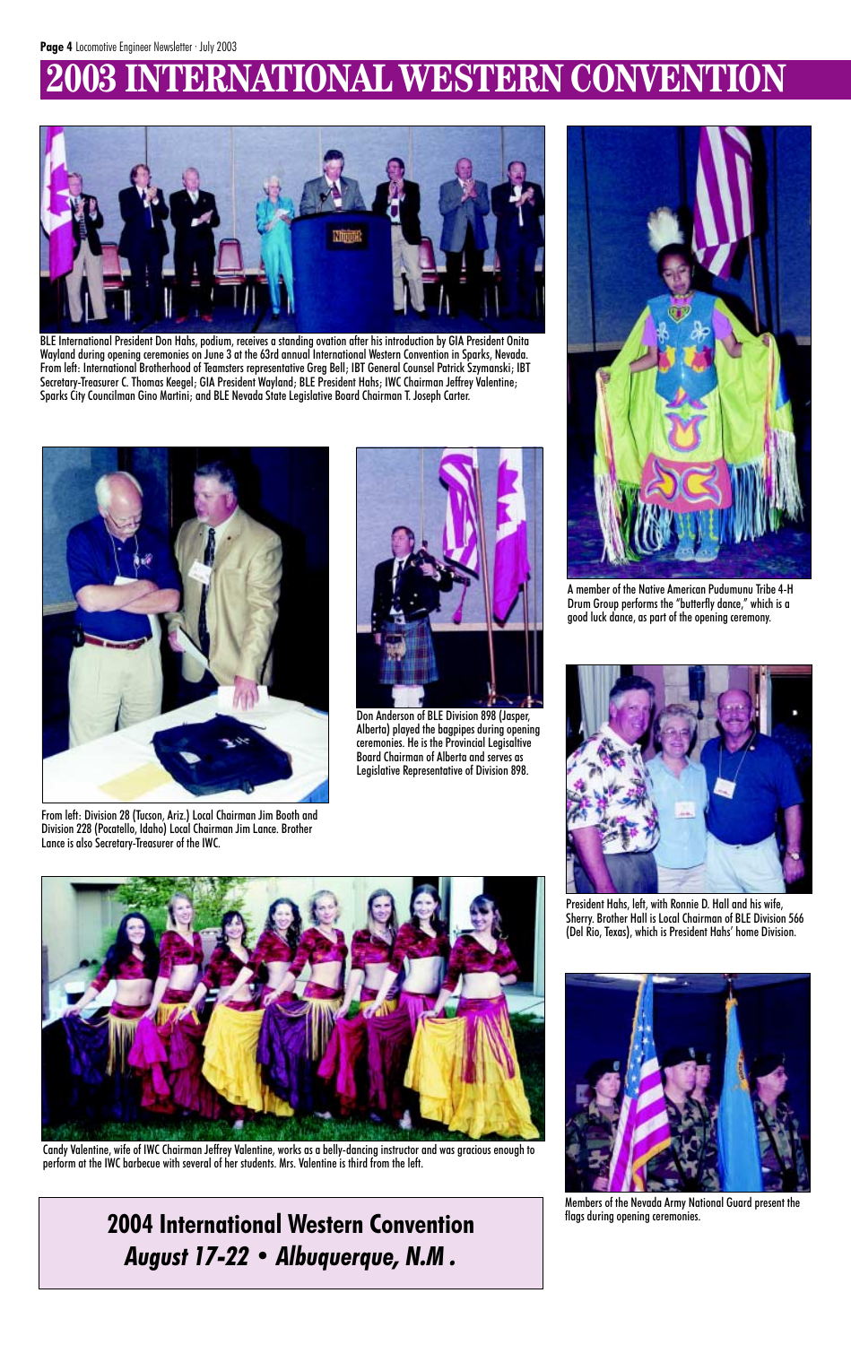# 2003 INTERNATIONAL WESTERN CONVENTION

BLE International President Don Hahs, podium, receives a standing ovation after his introduction by GIA President Onita Wayland during opening ceremonies on June 3 at the 63rd annual International Western Convention in Sparks, Nevada. From left: International Brotherhood of Teamsters representative Greg Bell; IBT General Counsel Patrick Szymanski; IBT Secretary-Treasurer C. Thomas Keegel; GIA President Wayland; BLE President Hahs; IWC Chairman Jeffrey Valentine; Sparks City Councilman Gino Martini; and BLE Nevada State Legislative Board Chairman T. Joseph Carter.

A member of the Native American Pudumunu Tribe 4-H Drum Group performs the "butterfly dance," which is a good luck dance, as part of the opening ceremony.

From left: Division 28 (Tucson, Ariz.) Local Chairman Jim Booth and Division 228 (Pocatello, Idaho) Local Chairman Jim Lance. Brother Lance is also Secretary-Treasurer of the IWC.

Don Anderson of BLE Division 898 (Jasper, Alberta) played the bagpipes during opening ceremonies. He is the Provincial Legislative Board Chairman of Alberta and serves as Legislative Representative of Division 898.

President Hahs, left, with Ronnie D. Hall and his wife, Sherry. Brother Hall is Local Chairman of BLE Division 566 (Del Rio, Texas), which is President Hahs' home Division.

Candy Valentine, wife of IWC Chairman Jeffrey Valentine, works as a belly-dancing instructor and was gracious enough to perform at the IWC barbecue with several of her students. Mrs. Valentine is third from the left.

Members of the Nevada Army National Guard present the flags during opening ceremonies.

**2004 International Western Convention**
***August 17-22 • Albuquerque, N.M .***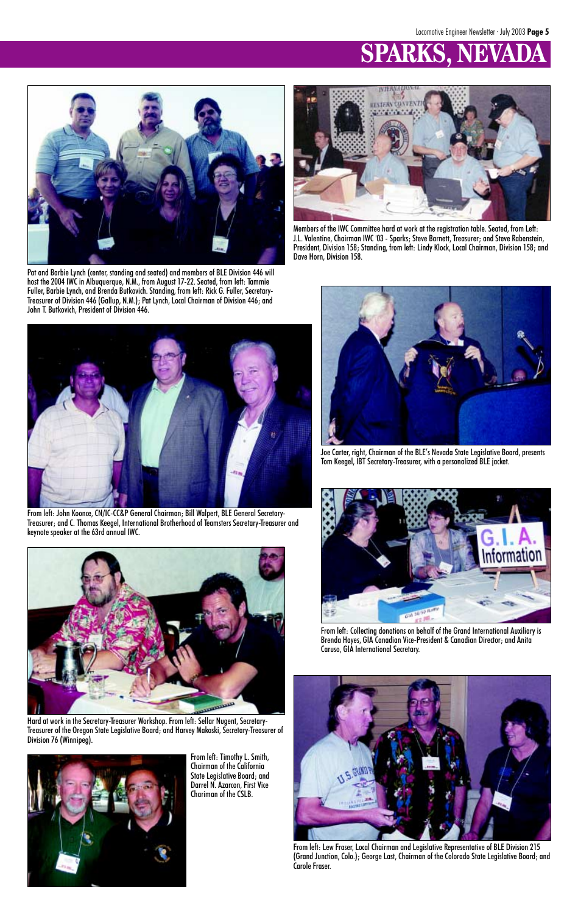# SPARKS, NEVADA

Pat and Barbie Lynch (center, standing and seated) and members of BLE Division 446 will host the 2004 IWC in Albuquerque, N.M., from August 17-22. Seated, from left: Tammie Fuller, Barbie Lynch, and Brenda Butkovich. Standing, from left: Rick G. Fuller, Secretary-Treasurer of Division 446 (Gallup, N.M.); Pat Lynch, Local Chairman of Division 446; and John T. Butkovich, President of Division 446.

Members of the IWC Committee hard at work at the registration table. Seated, from Left: J.L. Valentine, Chairman IWC '03 - Sparks; Steve Barnett, Treasurer; and Steve Rabenstein, President, Division 158; Standing, from left: Lindy Klock, Local Chairman, Division 158; and Dave Horn, Division 158.

From left: John Koonce, CN/IC-CC&P General Chairman; Bill Walpert, BLE General Secretary-Treasurer; and C. Thomas Keegel, International Brotherhood of Teamsters Secretary-Treasurer and keynote speaker at the 63rd annual IWC.

Joe Carter, right, Chairman of the BLE's Nevada State Legislative Board, presents Tom Keegel, IBT Secretary-Treasurer, with a personalized BLE jacket.

From left: Collecting donations on behalf of the Grand International Auxiliary is Brenda Hayes, GIA Canadian Vice-President & Canadian Director; and Anita Caruso, GIA International Secretary.

Hard at work in the Secretary-Treasurer Workshop. From left: Sellar Nugent, Secretary-Treasurer of the Oregon State Legislative Board; and Harvey Makoski, Secretary-Treasurer of Division 76 (Winnipeg).

From left: Timothy L. Smith, Chairman of the California State Legislative Board; and Darrel N. Azarcon, First Vice Chariman of the CSLB.

From left: Lew Fraser, Local Chairman and Legislative Representative of BLE Division 215 (Grand Junction, Colo.); George Last, Chairman of the Colorado State Legislative Board; and Carole Fraser.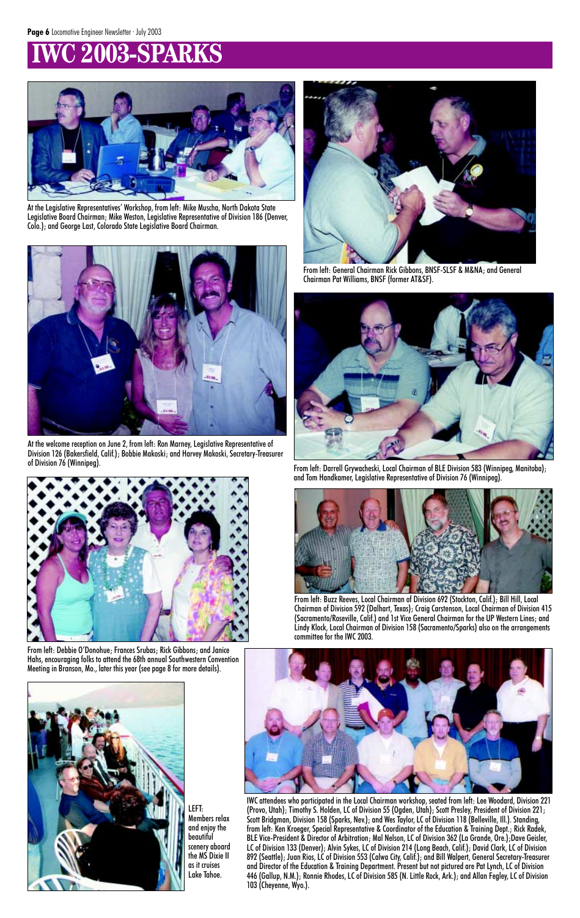# IWC 2003-SPARKS

At the Legislative Representatives' Workshop, from left: Mike Muscha, North Dakota State Legislative Board Chairman; Mike Weston, Legislative Representative of Division 186 (Denver, Colo.); and George Last, Colorado State Legislative Board Chairman.

From left: General Chairman Rick Gibbons, BNSF-SLSF & M&NA; and General Chairman Pat Williams, BNSF (former AT&SF).

At the welcome reception on June 2, from left: Ron Marney, Legislative Representative of Division 126 (Bakersfield, Calif.); Bobbie Makoski; and Harvey Makoski, Secretary-Treasurer of Division 76 (Winnipeg).

From left: Darrell Grywacheski, Local Chairman of BLE Division 583 (Winnipeg, Manitoba); and Tom Handkamer, Legislative Representative of Division 76 (Winnipeg).

From left: Buzz Reeves, Local Chairman of Division 692 (Stockton, Calif.); Bill Hill, Local Chairman of Division 592 (Dalhart, Texas); Craig Carstenson, Local Chairman of Division 415 (Sacramento/Roseville, Calif.) and 1st Vice General Chairman for the UP Western Lines; and Lindy Klock, Local Chairman of Division 158 (Sacramento/Sparks) also on the arrangements committee for the IWC 2003.

From left: Debbie O'Donohue; Frances Srubas; Rick Gibbons; and Janice Hahs, encouraging folks to attend the 68th annual Southwestern Convention Meeting in Branson, Mo., later this year (see page 8 for more details).

LEFT: Members relax and enjoy the beautiful scenery aboard the MS Dixie II as it cruises Lake Tahoe.

IWC attendees who participated in the Local Chairman workshop, seated from left: Lee Woodard, Division 221 (Provo, Utah); Timothy S. Holden, LC of Division 55 (Ogden, Utah); Scott Presley, President of Division 221; Scott Bridgman, Division 158 (Sparks, Nev.); and Wes Taylor, LC of Division 118 (Belleville, Ill.). Standing, from left: Ken Kroeger, Special Representative & Coordinator of the Education & Training Dept.; Rick Radek, BLE Vice-President & Director of Arbitration; Mal Nelson, LC of Division 362 (La Grande, Ore.);Dave Geisler, LC of Division 133 (Denver); Alvin Sykes, LC of Division 214 (Long Beach, Calif.); David Clark, LC of Division 892 (Seattle); Juan Rios, LC of Division 553 (Calwa City, Calif.); and Bill Walpert, General Secretary-Treasurer and Director of the Education & Training Department. Present but not pictured are Pat Lynch, LC of Division 446 (Gallup, N.M.); Ronnie Rhodes, LC of Division 585 (N. Little Rock, Ark.); and Allan Fegley, LC of Division 103 (Cheyenne, Wyo.).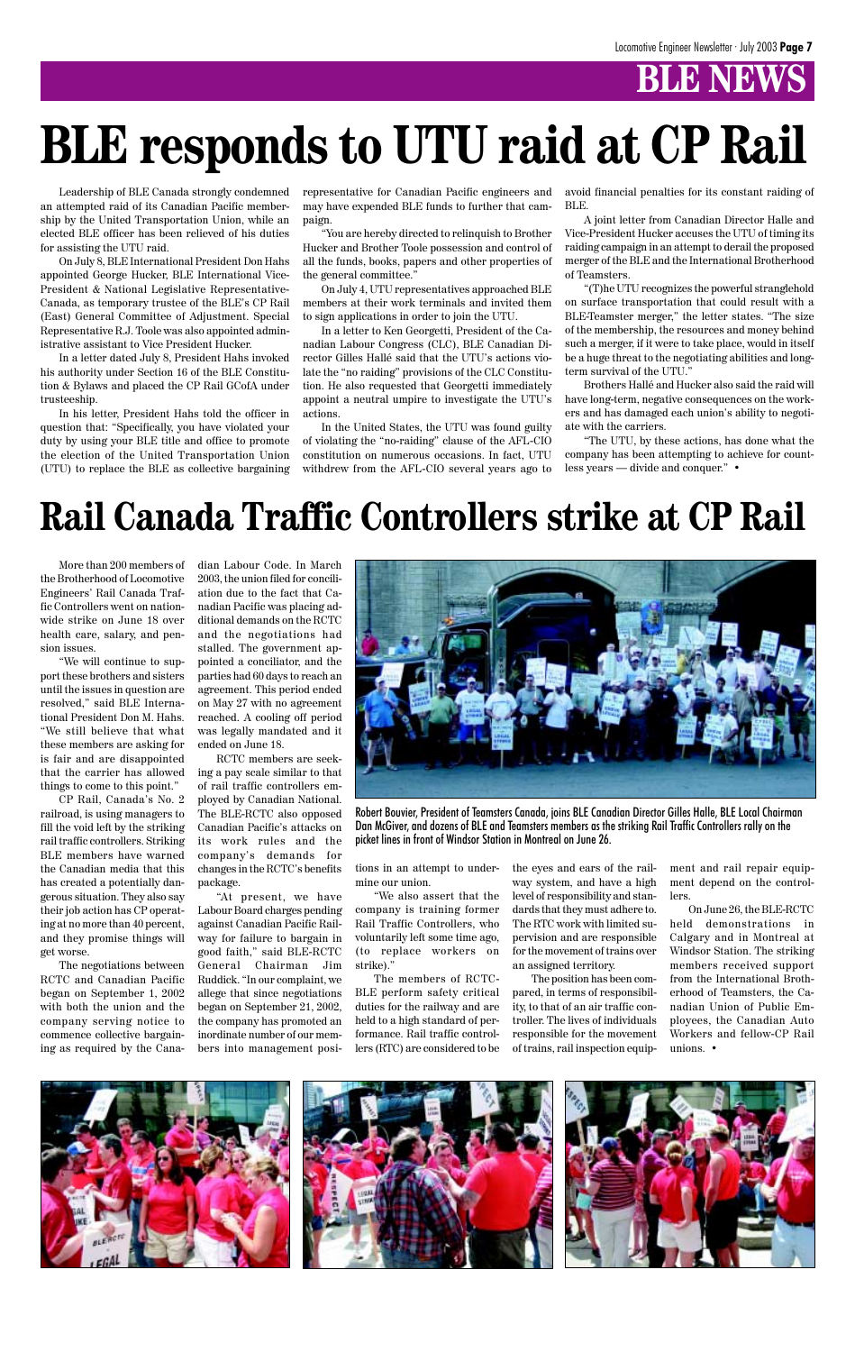# BLE NEWS

# BLE responds to UTU raid at CP Rail

Leadership of BLE Canada strongly condemned an attempted raid of its Canadian Pacific membership by the United Transportation Union, while an elected BLE officer has been relieved of his duties for assisting the UTU raid.

On July 8, BLE International President Don Hahs appointed George Hucker, BLE International Vice-President & National Legislative Representative-Canada, as temporary trustee of the BLE's CP Rail (East) General Committee of Adjustment. Special Representative R.J. Toole was also appointed administrative assistant to Vice President Hucker.

In a letter dated July 8, President Hahs invoked his authority under Section 16 of the BLE Constitution & Bylaws and placed the CP Rail GCofA under trusteeship.

In his letter, President Hahs told the officer in question that: "Specifically, you have violated your duty by using your BLE title and office to promote the election of the United Transportation Union (UTU) to replace the BLE as collective bargaining representative for Canadian Pacific engineers and may have expended BLE funds to further that campaign.

"You are hereby directed to relinquish to Brother Hucker and Brother Toole possession and control of all the funds, books, papers and other properties of the general committee."

On July 4, UTU representatives approached BLE members at their work terminals and invited them to sign applications in order to join the UTU.

In a letter to Ken Georgetti, President of the Canadian Labour Congress (CLC), BLE Canadian Director Gilles Hallé said that the UTU's actions violate the "no raiding" provisions of the CLC Constitution. He also requested that Georgetti immediately appoint a neutral umpire to investigate the UTU's actions.

In the United States, the UTU was found guilty of violating the "no-raiding" clause of the AFL-CIO constitution on numerous occasions. In fact, UTU withdrew from the AFL-CIO several years ago to avoid financial penalties for its constant raiding of BLE.

A joint letter from Canadian Director Halle and Vice-President Hucker accuses the UTU of timing its raiding campaign in an attempt to derail the proposed merger of the BLE and the International Brotherhood of Teamsters.

"(T)he UTU recognizes the powerful stranglehold on surface transportation that could result with a BLE-Teamster merger," the letter states. "The size of the membership, the resources and money behind such a merger, if it were to take place, would in itself be a huge threat to the negotiating abilities and long-term survival of the UTU."

Brothers Hallé and Hucker also said the raid will have long-term, negative consequences on the workers and has damaged each union's ability to negotiate with the carriers.

"The UTU, by these actions, has done what the company has been attempting to achieve for countless years — divide and conquer." •

# Rail Canada Traffic Controllers strike at CP Rail

More than 200 members of the Brotherhood of Locomotive Engineers' Rail Canada Traffic Controllers went on nationwide strike on June 18 over health care, salary, and pension issues.

"We will continue to support these brothers and sisters until the issues in question are resolved," said BLE International President Don M. Hahs. "We still believe that what these members are asking for is fair and are disappointed that the carrier has allowed things to come to this point."

CP Rail, Canada's No. 2 railroad, is using managers to fill the void left by the striking rail traffic controllers. Striking BLE members have warned the Canadian media that this has created a potentially dangerous situation. They also say their job action has CP operating at no more than 40 percent, and they promise things will get worse.

The negotiations between RCTC and Canadian Pacific began on September 1, 2002 with both the union and the company serving notice to commence collective bargaining as required by the Canadian Labour Code. In March 2003, the union filed for conciliation due to the fact that Canadian Pacific was placing additional demands on the RCTC and the negotiations had stalled. The government appointed a conciliator, and the parties had 60 days to reach an agreement. This period ended on May 27 with no agreement reached. A cooling off period was legally mandated and it ended on June 18.

RCTC members are seeking a pay scale similar to that of rail traffic controllers employed by Canadian National. The BLE-RCTC also opposed Canadian Pacific's attacks on its work rules and the company's demands for changes in the RCTC's benefits package.

"At present, we have Labour Board charges pending against Canadian Pacific Railway for failure to bargain in good faith," said BLE-RCTC General Chairman Jim Ruddick. "In our complaint, we allege that since negotiations began on September 21, 2002, the company has promoted an inordinate number of our members into management positions in an attempt to undermine our union.

"We also assert that the company is training former Rail Traffic Controllers, who voluntarily left some time ago, (to replace workers on strike)."

The members of RCTC-BLE perform safety critical duties for the railway and are held to a high standard of performance. Rail traffic controllers (RTC) are considered to be the eyes and ears of the railway system, and have a high level of responsibility and standards that they must adhere to. The RTC work with limited supervision and are responsible for the movement of trains over an assigned territory.

The position has been compared, in terms of responsibility, to that of an air traffic controller. The lives of individuals responsible for the movement of trains, rail inspection equipment and rail repair equipment depend on the controllers.

On June 26, the BLE-RCTC held demonstrations in Calgary and in Montreal at Windsor Station. The striking members received support from the International Brotherhood of Teamsters, the Canadian Union of Public Employees, the Canadian Auto Workers and fellow-CP Rail unions. •

Robert Bouvier, President of Teamsters Canada, joins BLE Canadian Director Gilles Halle, BLE Local Chairman Dan McGiver, and dozens of BLE and Teamsters members as the striking Rail Traffic Controllers rally on the picket lines in front of Windsor Station in Montreal on June 26.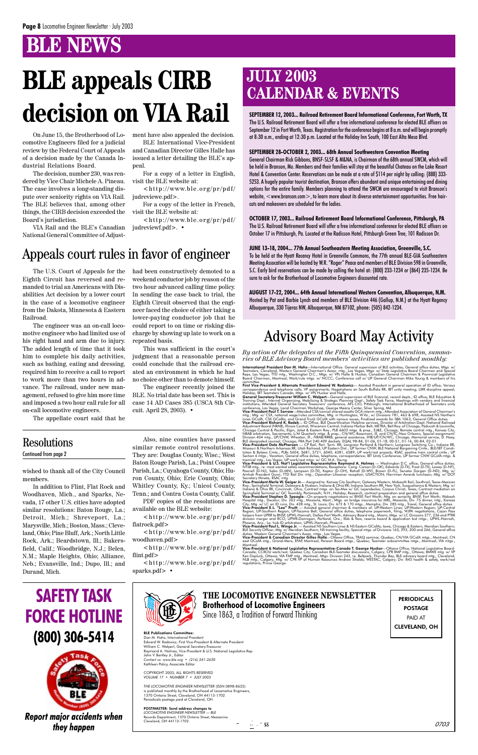# BLE NEWS

# BLE appeals CIRB decision on VIA Rail

On June 15, the Brotherhood of Locomotive Engineers filed for a judicial review by the Federal Court of Appeals of a decision made by the Canada Industrial Relations Board.

The decision, number 230, was rendered by Vice Chair Michele A. Pineau. The case involves a long-standing dispute over seniority rights on VIA Rail. The BLE believes that, among other things, the CIRB decision exceeded the Board's jurisdiction.

VIA Rail and the BLE's Canadian National General Committee of Adjustment have also appealed the decision.

BLE International Vice-President and Canadian Director Gilles Halle has issued a letter detailing the BLE's appeal.

For a copy of a letter in English, visit the BLE website at:

<http://www.ble.org/pr/pdf/judreviewe.pdf>.

For a copy of the letter in French, visit the BLE website at:

<http://www.ble.org/pr/pdf/judreviewf.pdf>. •

## Appeals court rules in favor of engineer

The U.S. Court of Appeals for the Eighth Circuit has reversed and remanded to trial an Americans with Disabilities Act decision by a lower court in the case of a locomotive engineer from the Dakota, Minnesota & Eastern Railroad.

The engineer was an on-call locomotive engineer who had limited use of his right hand and arm due to injury. The added length of time that it took him to complete his daily activities, such as bathing, eating and dressing, required him to receive a call to report to work more than two hours in advance. The railroad, under new management, refused to give him more time and imposed a two hour call rule for all on-call locomotive engineers.

The appellate court said that he had been constructively demoted to a weekend conductor job by reason of the two hour advanced calling time policy. In sending the case back to trial, the Eighth Circuit observed that the engineer faced the choice of either taking a lower-paying conductor job that he could report to on time or risking discharge by showing up late to work on a repeated basis.

This was sufficient in the court's judgment that a reasonable person could conclude that the railroad created an environment in which he had no choice other than to demote himself.

The engineer recently joined the BLE. No trial date has been set. This is case 14 AD Cases 385 (USCA 8th Circuit. April 28, 2003). •

## Resolutions

Continued from page 2

wished to thank all of the City Council members.

In addition to Flint, Flat Rock and Woodhaven, Mich., and Sparks, Nevada, 17 other U.S. cities have adopted similar resolutions: Baton Rouge, La.; Detroit, Mich.; Shreveport, La.; Marysville, Mich.; Boston, Mass.; Cleveland, Ohio; Pine Bluff, Ark.; North Little Rock, Ark.; Beardstown, Ill.; Bakersfield, Calif.; Woodbridge, N.J.; Belen, N.M.; Maple Heights, Ohio; Alliance, Neb.; Evansville, Ind.; Dupo, Ill.; and Durand, Mich.

Also, nine counties have passed similar remote control resolutions. They are: Douglas County, Wisc.; West Baton Rouge Parish, La.; Point Coupee Parish, La.; Cuyahoga County, Ohio; Huron County, Ohio; Erie County, Ohio; Whitley County, Ky.; Unicoi County, Tenn.; and Contra Costa County, Calif.

PDF copies of the resolutions are available on the BLE website:

<http://www.ble.org/pr/pdf/flatrock.pdf>

<http://www.ble.org/pr/pdf/woodhaven.pdf>

<http://www.ble.org/pr/pdf/flint.pdf>

<http://www.ble.org/pr/pdf/sparks.pdf> •

# JULY 2003 CALENDAR & EVENTS

**SEPTEMBER 12, 2003... Railroad Retirement Board Informational Conference, Fort Worth, TX**
The U.S. Railroad Retirement Board will offer a free informational conference for elected BLE officers on September 12 in Fort Worth, Texas. Registration for the conference begins at 8 a.m. and will begin promptly at 8:30 a.m., ending at 12:30 p.m. Located at the Holiday Inn South, 100 East Alta Mesa Blvd.

**SEPTEMBER 28–OCTOBER 2, 2003... 68th Annual Southwestern Convention Meeting**
General Chairman Rick Gibbons, BNSF-SLSF & M&NA, is Chairman of the 68th annual SWCM, which will be held in Branson, Mo. Members and their families will stay at the beautiful Chateau on the Lake Resort Hotel & Convention Center. Reservations can be made at a rate of $114 per night by calling: (888) 333-5253. A hugely popular tourist destination, Branson offers abundant and unique entertaining and dining options for the entire family. Members planning to attend the SWCM are encouraged to visit Branson's website, <www.branson.com>, to learn more about its diverse entertainment opportunities. Free haircuts and makeovers are scheduled for the ladies.

**OCTOBER 17, 2003... Railroad Retirement Board Informational Conference, Pittsburgh, PA**
The U.S. Railroad Retirement Board will offer a free informational conference for elected BLE officers on October 17 in Pittsburgh, Pa. Located at the Radisson Hotel, Pittsburgh Green Tree, 101 Radisson Dr.

**JUNE 13–18, 2004... 77th Annual Southeastern Meeting Association, Greenville, S.C.**
To be held at the Hyatt Regency Hotel in Greenville Commons, the 77th annual BLE-GIA Southeastern Meeting Assocation will be hosted by W.R. "Roger" Peace and members of BLE Division 598 in Greenville, S.C. Early bird reservations can be made by calling the hotel at: (800) 233-1234 or (864) 235-1234. Be sure to ask for the Brotherhood of Locomotive Engineers discounted rate.

**AUGUST 17–22, 2004... 64th Annual International Western Convention, Albuquerque, N.M.**
Hosted by Pat and Barbie Lynch and members of BLE Division 446 (Gallup, N.M.) at the Hyatt Regency Albuquerque, 330 Tijeras NW, Albuquerque, NM 87102, phone: (505) 842-1234.

## Advisory Board May Activity

*By action of the delegates at the Fifth Quinquennial Convention, summaries of BLE Advisory Board members' activities are published monthly:*

**International President Don M. Hahs**—International Office: General supervision of BLE activities; General office duties; Mtgs. w/ Teamsters, Cleveland; Western General Chairmen's Assoc. mtg., Las Vegas; Mtgs. w/ State Legislative Board Chairmen and Special Reps, Las Vegas; TTD mtg., Washington D.C.; Mtgs. w/ VPs Halle & Hucker; Canadian General Chairmen & Provincial Legislative Board Chairmen, Montreal; Work/rule mtgs. w/ NCCC; Conference call w/ UP General Chairman Mike Young & members of his committee.

**First Vice-President & Alternate President Edward W. Rodzwicz**— Assisted President in general operation of ID office; Various correspondence and telephone calls; VP assignments; Negotiations on South Buffalo RR; IBT unity meeting; LIRR discipline appeal; Holiday; IBT Teamsters Canada; Mtgs. w/ VPs Hucker and Halle.

**General Secretary-Treasurer William C. Walpert**—General supervision of BLE financial, record depts.; ID office; BLE Education & Training Dept.; Internal Organizing, Mobilizing & Strategic Planning Dept.; Safety Task Force; Meetings with vendors and financial institutions; Attended General Secretary Treasurers' conference, AFL-CIO, Pittsburgh; International Brotherhood of Teamsters unity conference, Las Vegas; Local Chairman Workshop, George Meany Center, Silver Spring, Md.

**Vice-President Paul T. Sorrow**—Attended CSX/conrail shared assets GCA interim mtg.; Attended Association of General Chairmen's mtg.; Mtg. w/ CSX, national wage/rules committee; Mtg. in Huntington, W.Va., w/ Divisions 781, 463 & 698; Assisted NS Northern Lines GCofA, CSX GCofAs, and Grand Trunk GCofA with various issues; Finalized awards for SBA 1063; General Office duties.

**Vice-President Richard K. Radek**— ID Office; BLE Decertification Helpline services; Director of Arbitration Dept; National Railroad Adjustment Board (NRAB); Illinois Central; Wisconsin Central; Indiana Harbor Belt; METRA; Belt Rwy. of Chicago; Paducah & Louisville; Chicago Central & Pacific; Elgin, Joliet & Eastern Rwy.; PLB 6603 mtgs. & prep., EJ&E, Chicago; Remote control mtg., Kansas City; NRAB arbitration, Sacramento; L/M Quarterly mtgs. & prep., CN/WC-Rosemont, Ill. and CN/IC-New Orleans; Special assignment/Division 404 mtg., UP/CNW, Wheaton, Ill.; NRAB/RRRB, general assistance, IHB/UP/CN/WC, Chicago; Memorial service, D. Hoey, BLE designated counsel, Chicago; FRA Part 240.409 dockets: EQAL 98-84; 01-06, 01-18, 00-51, 01-16, 00-84, 02-01.

**Vice-President Dale McPherson** — CP Rail; Port. Term. RR; Longview Portland & Northern; Longview Switching Co.; Indiana RR; Missouri & Northern Arkansas RR; Utah Railroad; UP Eastern Dist.; UP former CNW; BLE National Bargaining Cmte.; BLE/IBT Constitution & Bylaws Cmte.; PLBs 5604, 5681, 5721, 6040, 6281, 6589; UP work/rest projects; RSAC positive train control cmte.; UP Section 6 mtgs.; Vacation; General office duties, telephone, correspondence; IBT Unity Conference; UP former CNW GCofA mtgs. & triennial mtg., Las Vegas; UP work/rest mtgs. w/ GC M.A. Young.

**Vice-President & U.S. Nat'l Legislative Representative Raymond A. Holmes** —Washington D.C. office; General office duties; NTSB mtg., re: most wanted safety recommendations; Receptions: Cong. Carson (D-OK), Edwards (D-TX), Frost (D-TX), Lowey (D-NY), Pascrell (D-NJ), Sabo (D-MN), Lampson (D-TX), Kaptur (D-OH), Rahall (D-WV), Brown (D-FL), Senator Dorgan (D-ND); Mtg. w/ Amtrak President Gunn; TTD Rail Div. mtg.; Operation Lifesaver reception; USACTION; Harriman Awards luncheon; Mtg. w/ DOT Secretary Mineta; RSAC mtg.

**Vice-President Merle W. Geiger Jr.**—Assigned to: Kansas City Southern; Gateway Western; Midsouth Rail; Southrail; Texas-Mexican Rwy.; Springfield Terminal; Delaware & Hudson; Indiana & Ohio RR; Indiana Southern RR; New York, Susquehanna & Western; Mtg. w/ Indiana & Ohio RR, Cincinnati, Ohio; Contract mtgs. on Tex-Mex w/ GC Leyendecker, Corpus Christi, Texas; Contract mediation on Springfield Terminal w/ GC Twombly, Portsmouth, N.H.; Holiday; Research, contract preparation and general office duties.

**Vice-President Stephen D. Speagle**—On-property negotiations w/ BNSF, Fort Worth; Mtg. on seniority, BNSF, Fort Worth; Wabash Hospital mtg., Decatur; Div. 262 mtg., Missoula, Mont.; Mtgs. on bridge insurance for MRL, Missoula; Div. 75 dinner, mtg., Kansas City; Mtg. w/ LC on ID runs; Div. 428 mtg., St. Louis; Div. 672 & 170 mtgs., Memphis; Div. 285 mtg.; Travel; General office duties.

**Vice-President E.L. "Lee" Pruitt** — Assisted general chairmen & members of: UP-Western Lines; UP-Western Region; UP-Central Region; UP-Southern Region; UP-Tacoma Belt; General office duties, telephone paperwork, filing; WJPA negotiations, Cajon Pass helpers from UPRR to BNSF; UPWL-Hannah, Dallas-Fort Worth; Advisory Board mtg., Miami; Mtgs. w/ LC Divisions 277, 236 and PTRR division merger and RCO, UPWR-Dannigan, Portland, Ore.; Ebb & flow, reserve board & application bid mtgs., UPWL-Hannah, Phoenix, Ariz.; La. hub ID arbitration, UPWL-Hannah, Phoenix.

**Vice-President Paul L. Wingo Jr.**—Assisted NS Southern Lines & NS Eastern GCofAs; Iowa, Chicago & Eastern; Meridian Southern; BLE Security Officer; Mtg. w/ Meridian Southern; NS training facility; Special mtgs. of Divisions 165, 393, 200 and 266; General office duties; Western General Chairmen's Assoc. mtgs., Las Vegas.

**Vice-President & Canadian Director Gilles Hallé**—Ottawa Office; TRAQ seminar, Quebec; CN/VIA GCofA mtgs., Montreal; CN east GCofA mtgs., Grand-Mere; EFAP, Montreal; Pension Board mtgs., Quebec; Teamster subcommittee mtgs., Montreal; VIA mtgs., Montreal.

**Vice-President & National Legislative Representative-Canada T. George Hucker**—Ottawa Office; National Legislative Board-Canada; CCROU work/rest, Quebec City; Canadian BLE-Teamster discussions, Calgary; CPR RMP mtg., Ottawa; BMWE mtg. w/ VP Ken Deptuck, Ottawa; VIA FMP mtg., Montreal; Mtgs. Division 243, re: Beltpack, Thunder Bay; BLE advisory board mtg., Cleveland; NLB mtg., Calgary; Mtg. w/ CPR VP of Human Resources Andrew Shields; WESTAC, Calgary; Div. 843 health & safety, work/rest regulations; Prince George.

# SAFETY TASK FORCE HOTLINE
# (800) 306-5414

***Report major accidents when they happen***

**THE LOCOMOTIVE ENGINEER NEWSLETTER**
**Brotherhood of Locomotive Engineers**
Since 1863, a Tradition of Forward Thinking

**BLE Publications Committee:**
Don M. Hahs, International President
Edward W. Rodzwicz, First Vice-President & Alternate President
William C. Walpert, General Secretary-Treasurer
Raymond A. Holmes, Vice-President & U.S. National Legislative Rep.
John V. Bentley Jr., Editor
*Contact us: www.ble.org • (216) 241-2630*
Kathleen Policy, Associate Editor

COPYRIGHT 2003, ALL RIGHTS RESERVED
*VOLUME 17 • NUMBER 7 • JULY 2003*

*THE LOCOMOTIVE ENGINEER NEWSLETTER* (ISSN 0898-8625) is published monthly by the Brotherhood of Locomotive Engineers, 1370 Ontario Street, Cleveland, OH 44113-1702. Periodicals postage paid at Cleveland, OH.

**POSTMASTER: Send address changes to** *LOCOMOTIVE ENGINEER NEWSLETTER — BLE* Records Department, 1370 Ontario Street, Mezzanine Cleveland, OH 44113-1702.

**PERIODICALS POSTAGE PAID AT CLEVELAND, OH**

0703